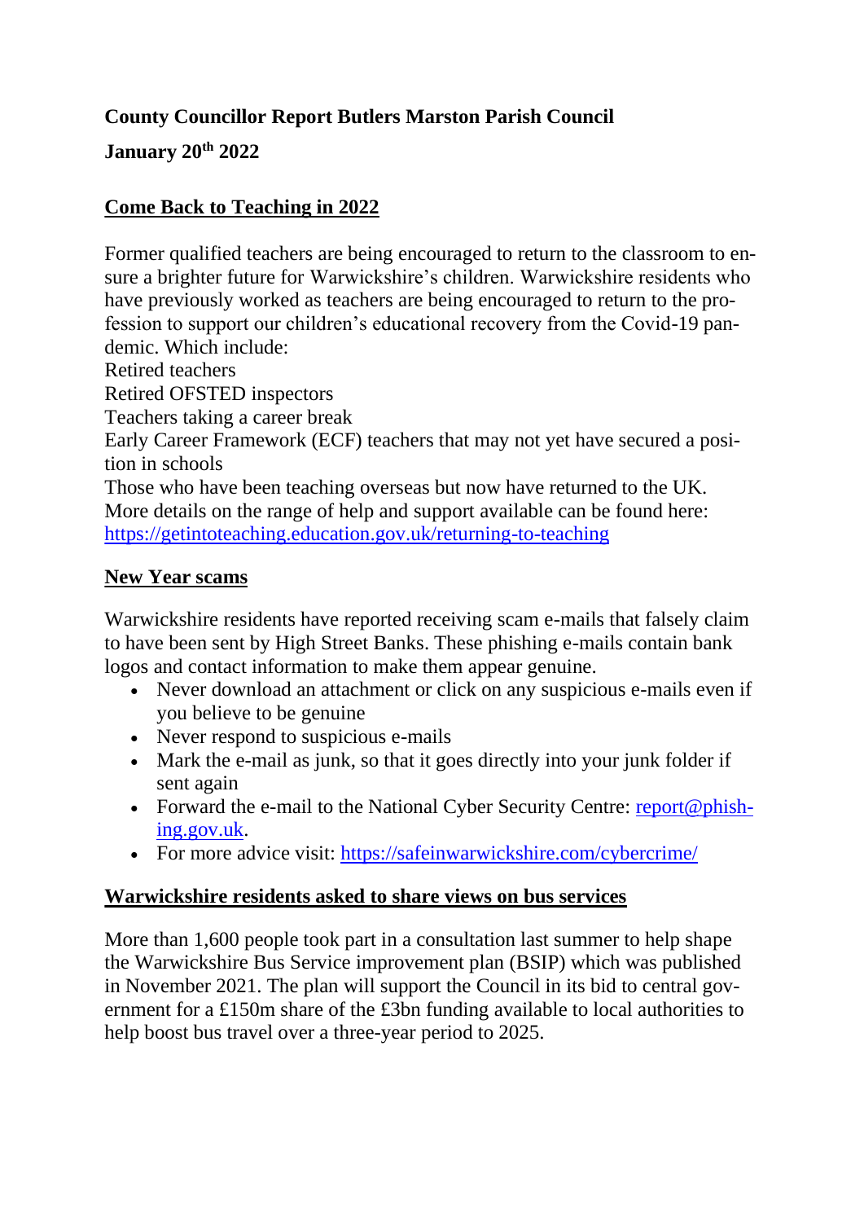**County Councillor Report Butlers Marston Parish Council**

**January 20th 2022**

## Come Back to Teaching in 2022

Former qualified teachers are being encouraged to return to the classroom to ensure a brighter future for Warwickshire's children. Warwickshire residents who have previously worked as teachers are being encouraged to return to the profession to support our children's educational recovery from the Covid-19 pandemic. Which include:
Retired teachers
Retired OFSTED inspectors
Teachers taking a career break
Early Career Framework (ECF) teachers that may not yet have secured a position in schools
Those who have been teaching overseas but now have returned to the UK.
More details on the range of help and support available can be found here: https://getintoteaching.education.gov.uk/returning-to-teaching

## New Year scams

Warwickshire residents have reported receiving scam e-mails that falsely claim to have been sent by High Street Banks. These phishing e-mails contain bank logos and contact information to make them appear genuine.

- Never download an attachment or click on any suspicious e-mails even if you believe to be genuine
- Never respond to suspicious e-mails
- Mark the e-mail as junk, so that it goes directly into your junk folder if sent again
- Forward the e-mail to the National Cyber Security Centre: report@phishing.gov.uk.
- For more advice visit: https://safeinwarwickshire.com/cybercrime/

## Warwickshire residents asked to share views on bus services

More than 1,600 people took part in a consultation last summer to help shape the Warwickshire Bus Service improvement plan (BSIP) which was published in November 2021. The plan will support the Council in its bid to central government for a £150m share of the £3bn funding available to local authorities to help boost bus travel over a three-year period to 2025.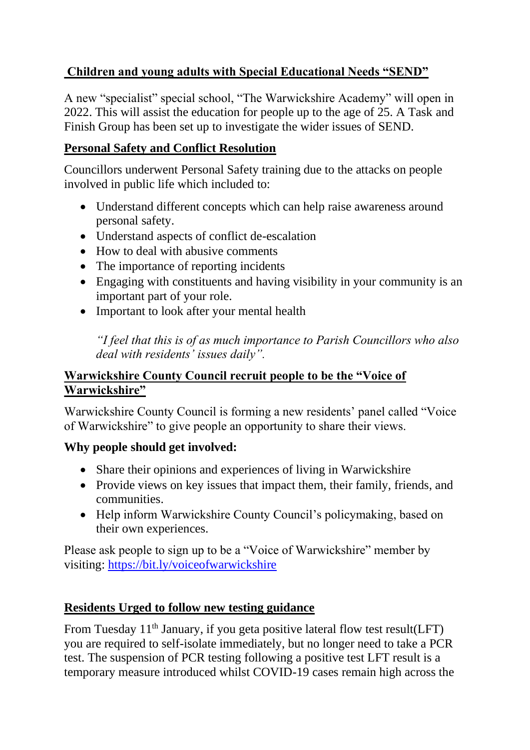## Children and young adults with Special Educational Needs "SEND"

A new "specialist" special school, "The Warwickshire Academy" will open in 2022. This will assist the education for people up to the age of 25. A Task and Finish Group has been set up to investigate the wider issues of SEND.

## Personal Safety and Conflict Resolution

Councillors underwent Personal Safety training due to the attacks on people involved in public life which included to:

- Understand different concepts which can help raise awareness around personal safety.
- Understand aspects of conflict de-escalation
- How to deal with abusive comments
- The importance of reporting incidents
- Engaging with constituents and having visibility in your community is an important part of your role.
- Important to look after your mental health

> *"I feel that this is of as much importance to Parish Councillors who also deal with residents' issues daily".*

## Warwickshire County Council recruit people to be the "Voice of Warwickshire"

Warwickshire County Council is forming a new residents' panel called "Voice of Warwickshire" to give people an opportunity to share their views.

**Why people should get involved:**

- Share their opinions and experiences of living in Warwickshire
- Provide views on key issues that impact them, their family, friends, and communities.
- Help inform Warwickshire County Council's policymaking, based on their own experiences.

Please ask people to sign up to be a "Voice of Warwickshire" member by visiting: [https://bit.ly/voiceofwarwickshire](https://bit.ly/voiceofwarwickshire)

## Residents Urged to follow new testing guidance

From Tuesday 11th January, if you geta positive lateral flow test result(LFT) you are required to self-isolate immediately, but no longer need to take a PCR test. The suspension of PCR testing following a positive test LFT result is a temporary measure introduced whilst COVID-19 cases remain high across the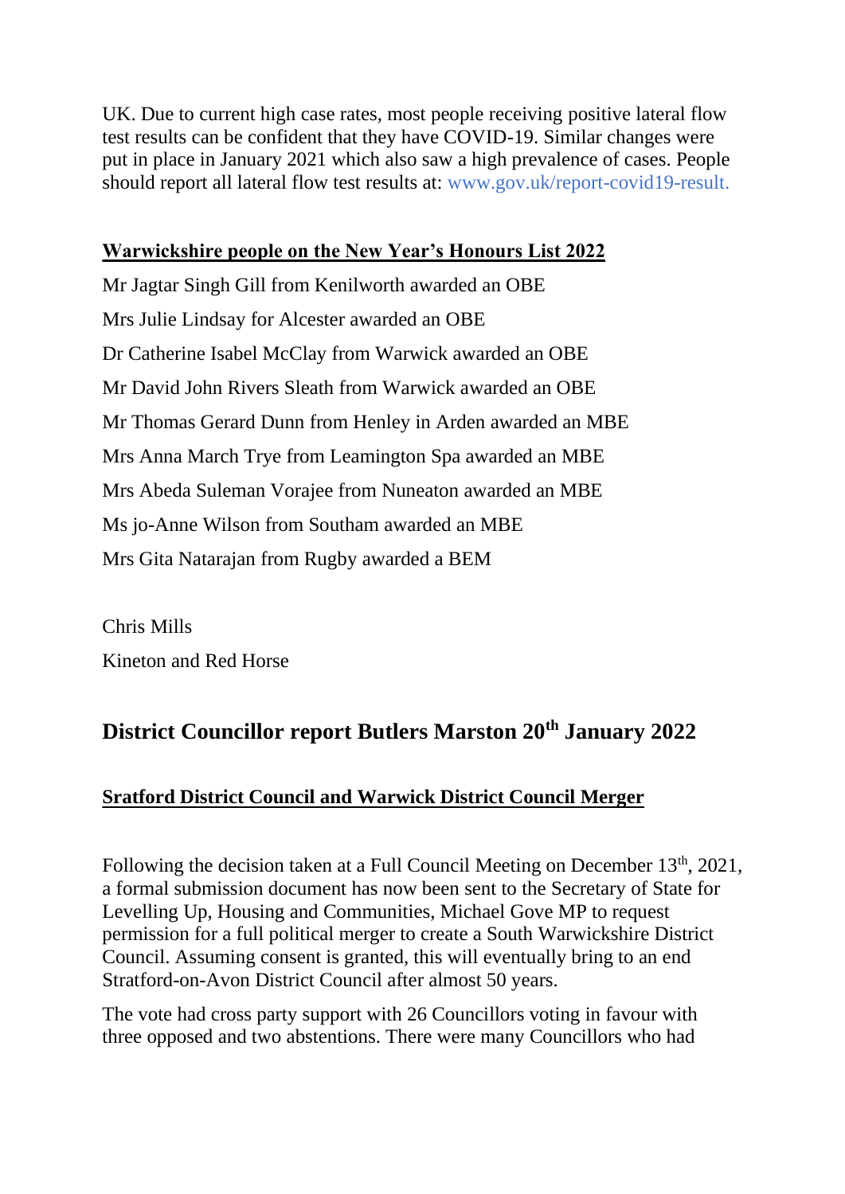UK. Due to current high case rates, most people receiving positive lateral flow test results can be confident that they have COVID-19. Similar changes were put in place in January 2021 which also saw a high prevalence of cases. People should report all lateral flow test results at: www.gov.uk/report-covid19-result.

**Warwickshire people on the New Year's Honours List 2022**

Mr Jagtar Singh Gill from Kenilworth awarded an OBE

Mrs Julie Lindsay for Alcester awarded an OBE

Dr Catherine Isabel McClay from Warwick awarded an OBE

Mr David John Rivers Sleath from Warwick awarded an OBE

Mr Thomas Gerard Dunn from Henley in Arden awarded an MBE

Mrs Anna March Trye from Leamington Spa awarded an MBE

Mrs Abeda Suleman Vorajee from Nuneaton awarded an MBE

Ms jo-Anne Wilson from Southam awarded an MBE

Mrs Gita Natarajan from Rugby awarded a BEM

Chris Mills

Kineton and Red Horse

## District Councillor report Butlers Marston 20th January 2022

**Sratford District Council and Warwick District Council Merger**

Following the decision taken at a Full Council Meeting on December 13th, 2021, a formal submission document has now been sent to the Secretary of State for Levelling Up, Housing and Communities, Michael Gove MP to request permission for a full political merger to create a South Warwickshire District Council. Assuming consent is granted, this will eventually bring to an end Stratford-on-Avon District Council after almost 50 years.

The vote had cross party support with 26 Councillors voting in favour with three opposed and two abstentions. There were many Councillors who had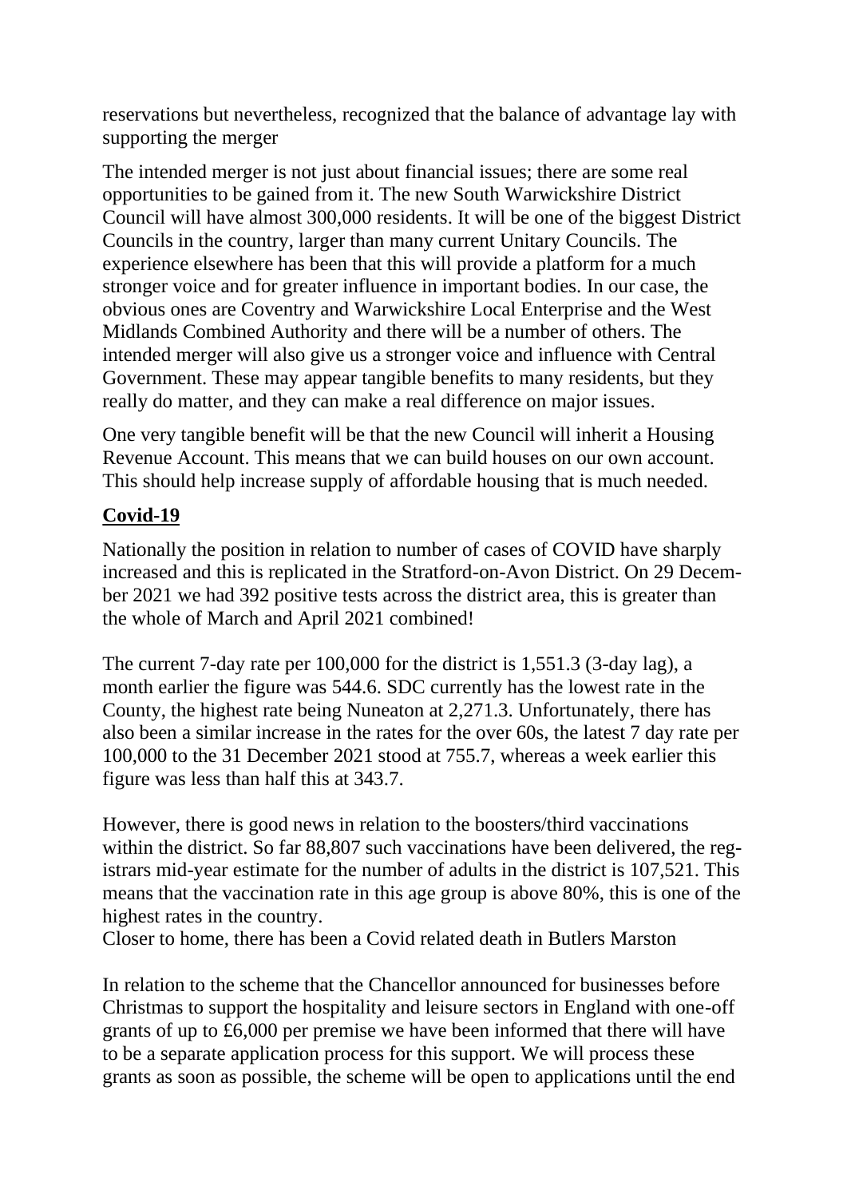reservations but nevertheless, recognized that the balance of advantage lay with supporting the merger

The intended merger is not just about financial issues; there are some real opportunities to be gained from it. The new South Warwickshire District Council will have almost 300,000 residents. It will be one of the biggest District Councils in the country, larger than many current Unitary Councils. The experience elsewhere has been that this will provide a platform for a much stronger voice and for greater influence in important bodies. In our case, the obvious ones are Coventry and Warwickshire Local Enterprise and the West Midlands Combined Authority and there will be a number of others. The intended merger will also give us a stronger voice and influence with Central Government. These may appear tangible benefits to many residents, but they really do matter, and they can make a real difference on major issues.

One very tangible benefit will be that the new Council will inherit a Housing Revenue Account. This means that we can build houses on our own account. This should help increase supply of affordable housing that is much needed.

## **Covid-19**

Nationally the position in relation to number of cases of COVID have sharply increased and this is replicated in the Stratford-on-Avon District. On 29 December 2021 we had 392 positive tests across the district area, this is greater than the whole of March and April 2021 combined!

The current 7-day rate per 100,000 for the district is 1,551.3 (3-day lag), a month earlier the figure was 544.6. SDC currently has the lowest rate in the County, the highest rate being Nuneaton at 2,271.3. Unfortunately, there has also been a similar increase in the rates for the over 60s, the latest 7 day rate per 100,000 to the 31 December 2021 stood at 755.7, whereas a week earlier this figure was less than half this at 343.7.

However, there is good news in relation to the boosters/third vaccinations within the district. So far 88,807 such vaccinations have been delivered, the registrars mid-year estimate for the number of adults in the district is 107,521. This means that the vaccination rate in this age group is above 80%, this is one of the highest rates in the country.
Closer to home, there has been a Covid related death in Butlers Marston

In relation to the scheme that the Chancellor announced for businesses before Christmas to support the hospitality and leisure sectors in England with one-off grants of up to £6,000 per premise we have been informed that there will have to be a separate application process for this support. We will process these grants as soon as possible, the scheme will be open to applications until the end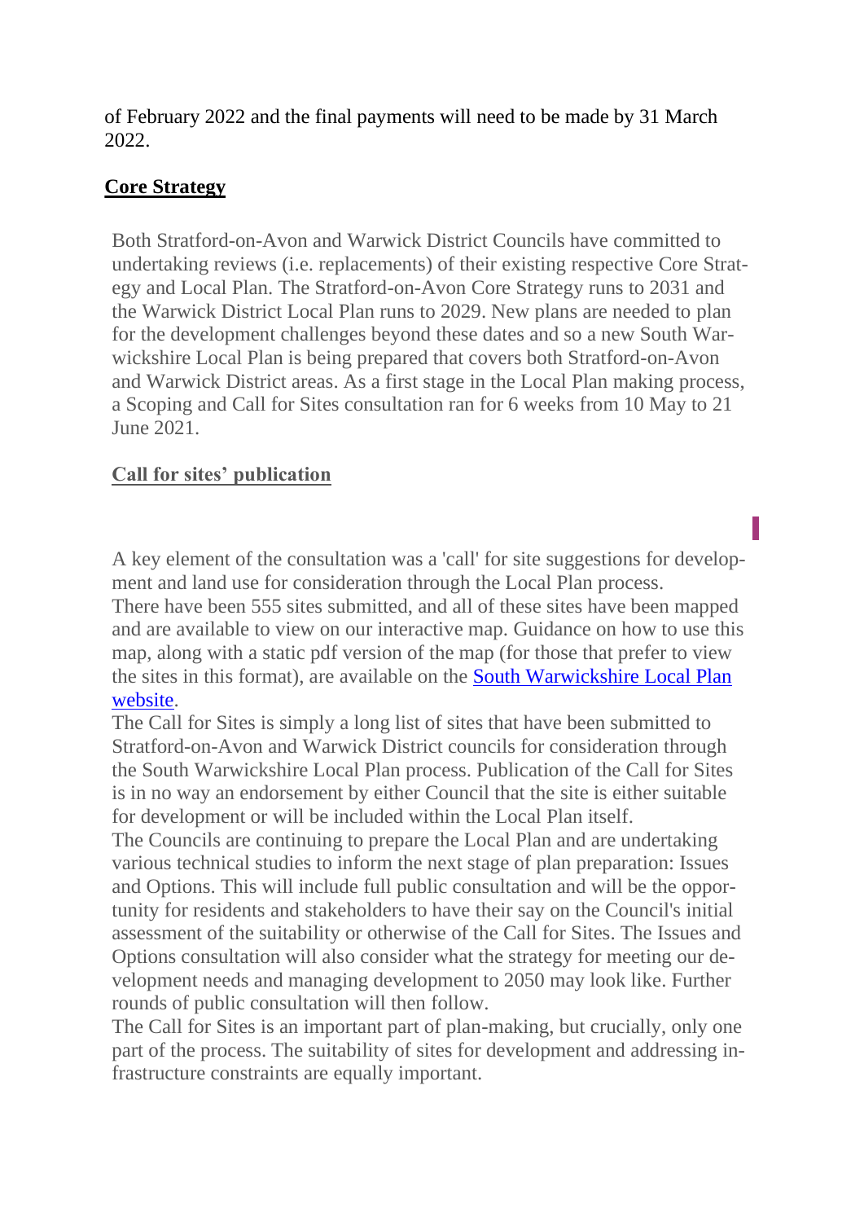of February 2022 and the final payments will need to be made by 31 March 2022.

## Core Strategy

Both Stratford-on-Avon and Warwick District Councils have committed to undertaking reviews (i.e. replacements) of their existing respective Core Strategy and Local Plan. The Stratford-on-Avon Core Strategy runs to 2031 and the Warwick District Local Plan runs to 2029. New plans are needed to plan for the development challenges beyond these dates and so a new South Warwickshire Local Plan is being prepared that covers both Stratford-on-Avon and Warwick District areas. As a first stage in the Local Plan making process, a Scoping and Call for Sites consultation ran for 6 weeks from 10 May to 21 June 2021.

## Call for sites' publication

A key element of the consultation was a 'call' for site suggestions for development and land use for consideration through the Local Plan process.
There have been 555 sites submitted, and all of these sites have been mapped and are available to view on our interactive map. Guidance on how to use this map, along with a static pdf version of the map (for those that prefer to view the sites in this format), are available on the South Warwickshire Local Plan website.
The Call for Sites is simply a long list of sites that have been submitted to Stratford-on-Avon and Warwick District councils for consideration through the South Warwickshire Local Plan process. Publication of the Call for Sites is in no way an endorsement by either Council that the site is either suitable for development or will be included within the Local Plan itself.
The Councils are continuing to prepare the Local Plan and are undertaking various technical studies to inform the next stage of plan preparation: Issues and Options. This will include full public consultation and will be the opportunity for residents and stakeholders to have their say on the Council's initial assessment of the suitability or otherwise of the Call for Sites. The Issues and Options consultation will also consider what the strategy for meeting our development needs and managing development to 2050 may look like. Further rounds of public consultation will then follow.
The Call for Sites is an important part of plan-making, but crucially, only one part of the process. The suitability of sites for development and addressing infrastructure constraints are equally important.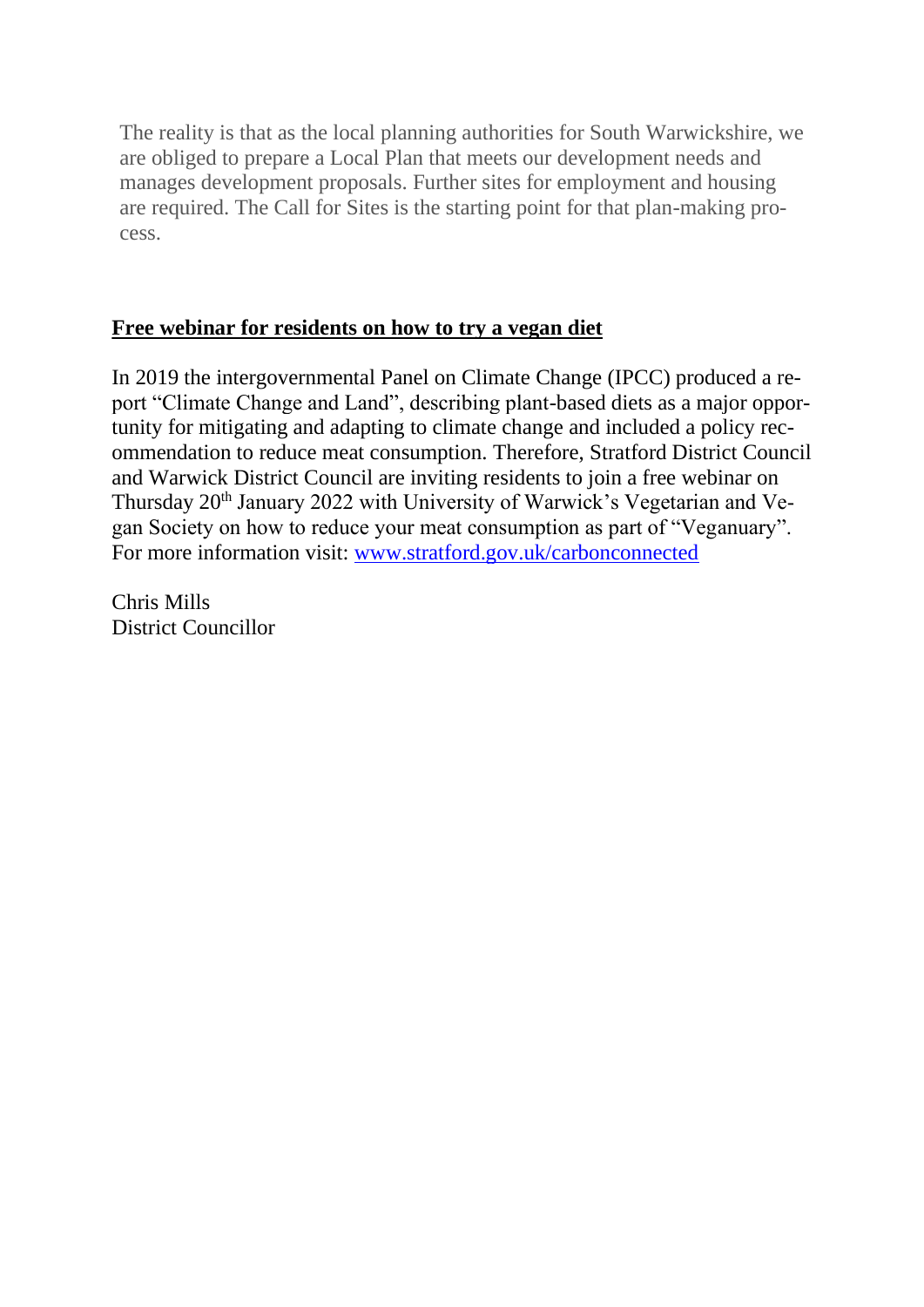The reality is that as the local planning authorities for South Warwickshire, we are obliged to prepare a Local Plan that meets our development needs and manages development proposals. Further sites for employment and housing are required. The Call for Sites is the starting point for that plan-making process.

## **Free webinar for residents on how to try a vegan diet**

In 2019 the intergovernmental Panel on Climate Change (IPCC) produced a report "Climate Change and Land", describing plant-based diets as a major opportunity for mitigating and adapting to climate change and included a policy recommendation to reduce meat consumption. Therefore, Stratford District Council and Warwick District Council are inviting residents to join a free webinar on Thursday 20th January 2022 with University of Warwick's Vegetarian and Vegan Society on how to reduce your meat consumption as part of "Veganuary". For more information visit: [www.stratford.gov.uk/carbonconnected](http://www.stratford.gov.uk/carbonconnected)

Chris Mills
District Councillor